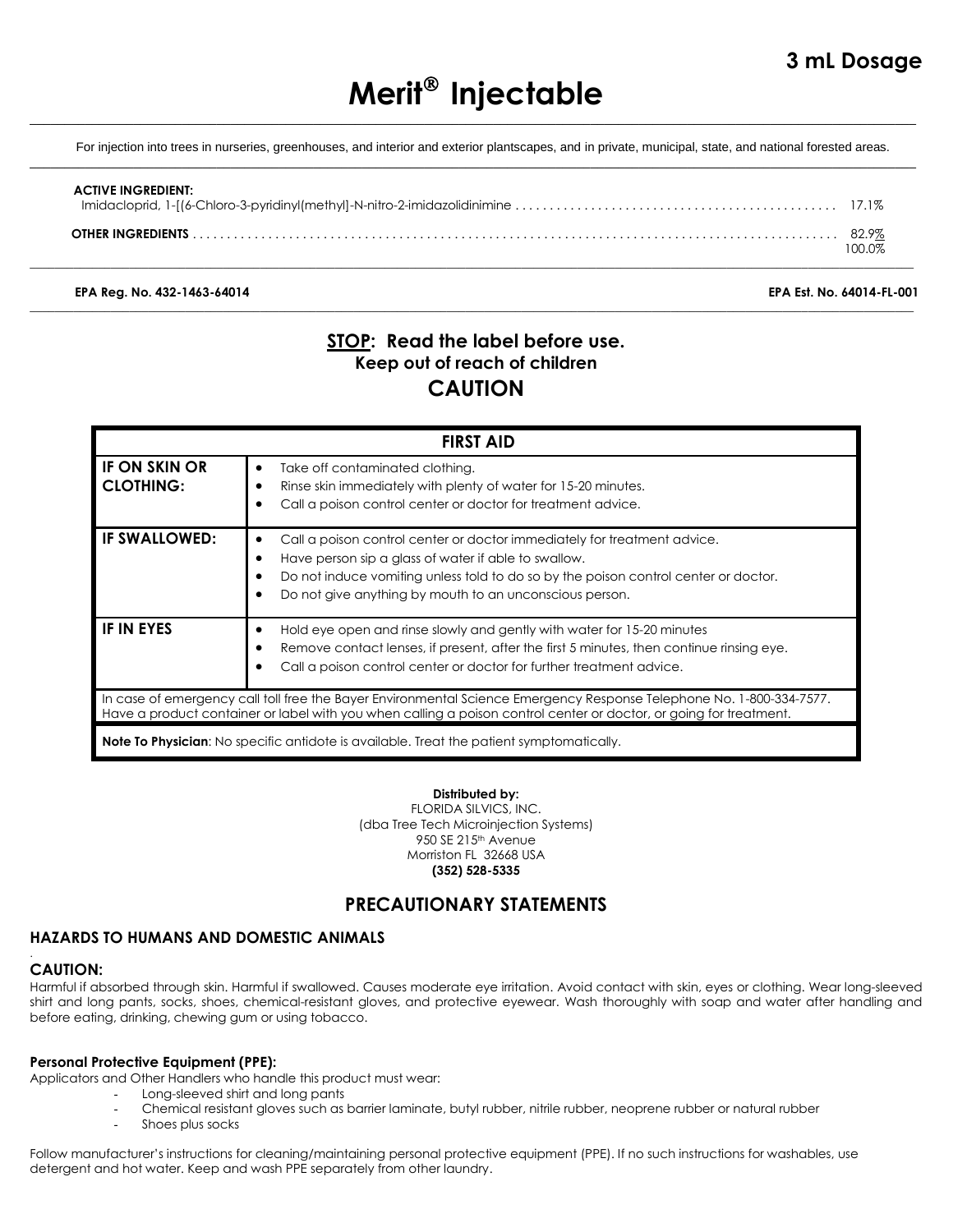# Merit® Injectable

**3 mL Dosage**

For injection into trees in nurseries, greenhouses, and interior and exterior plantscapes, and in private, municipal, state, and national forested areas.

**ACTIVE INGREDIENT:**
Imidacloprid, 1-[(6-Chloro-3-pyridinyl(methyl]-N-nitro-2-imidazolidinimine . . . . . . . . . . . . . . . . . . . . 17.1%

**OTHER INGREDIENTS** . . . . . . . . . . . . . . . . . . . . . . . . . . . . . . . . . . . . . . . . . . . . 82.9%
100.0%

**EPA Reg. No. 432-1463-64014** **EPA Est. No. 64014-FL-001**

## STOP: Read the label before use.
### Keep out of reach of children
## CAUTION

| FIRST AID | |
|---|---|
| **IF ON SKIN OR CLOTHING:** | • Take off contaminated clothing.<br>• Rinse skin immediately with plenty of water for 15-20 minutes.<br>• Call a poison control center or doctor for treatment advice. |
| **IF SWALLOWED:** | • Call a poison control center or doctor immediately for treatment advice.<br>• Have person sip a glass of water if able to swallow.<br>• Do not induce vomiting unless told to do so by the poison control center or doctor.<br>• Do not give anything by mouth to an unconscious person. |
| **IF IN EYES** | • Hold eye open and rinse slowly and gently with water for 15-20 minutes<br>• Remove contact lenses, if present, after the first 5 minutes, then continue rinsing eye.<br>• Call a poison control center or doctor for further treatment advice. |
| In case of emergency call toll free the Bayer Environmental Science Emergency Response Telephone No. 1-800-334-7577. Have a product container or label with you when calling a poison control center or doctor, or going for treatment. | |
| **Note To Physician**: No specific antidote is available. Treat the patient symptomatically. | |

**Distributed by:**
FLORIDA SILVICS, INC.
(dba Tree Tech Microinjection Systems)
950 SE 215th Avenue
Morriston FL 32668 USA
**(352) 528-5335**

## PRECAUTIONARY STATEMENTS

### HAZARDS TO HUMANS AND DOMESTIC ANIMALS

**CAUTION:**
Harmful if absorbed through skin. Harmful if swallowed. Causes moderate eye irritation. Avoid contact with skin, eyes or clothing. Wear long-sleeved shirt and long pants, socks, shoes, chemical-resistant gloves, and protective eyewear. Wash thoroughly with soap and water after handling and before eating, drinking, chewing gum or using tobacco.

**Personal Protective Equipment (PPE):**
Applicators and Other Handlers who handle this product must wear:

- Long-sleeved shirt and long pants
- Chemical resistant gloves such as barrier laminate, butyl rubber, nitrile rubber, neoprene rubber or natural rubber
- Shoes plus socks

Follow manufacturer's instructions for cleaning/maintaining personal protective equipment (PPE). If no such instructions for washables, use detergent and hot water. Keep and wash PPE separately from other laundry.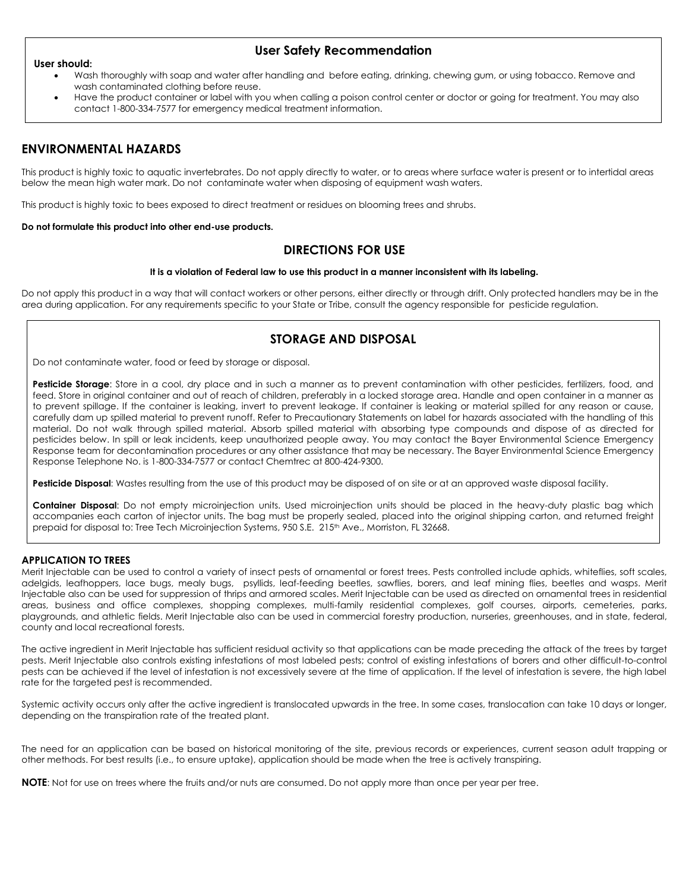## User Safety Recommendation

**User should:**

- Wash thoroughly with soap and water after handling and before eating, drinking, chewing gum, or using tobacco. Remove and wash contaminated clothing before reuse.
- Have the product container or label with you when calling a poison control center or doctor or going for treatment. You may also contact 1-800-334-7577 for emergency medical treatment information.

## ENVIRONMENTAL HAZARDS

This product is highly toxic to aquatic invertebrates. Do not apply directly to water, or to areas where surface water is present or to intertidal areas below the mean high water mark. Do not contaminate water when disposing of equipment wash waters.

This product is highly toxic to bees exposed to direct treatment or residues on blooming trees and shrubs.

**Do not formulate this product into other end-use products.**

## DIRECTIONS FOR USE

**It is a violation of Federal law to use this product in a manner inconsistent with its labeling.**

Do not apply this product in a way that will contact workers or other persons, either directly or through drift. Only protected handlers may be in the area during application. For any requirements specific to your State or Tribe, consult the agency responsible for pesticide regulation.

## STORAGE AND DISPOSAL

Do not contaminate water, food or feed by storage or disposal.

**Pesticide Storage**: Store in a cool, dry place and in such a manner as to prevent contamination with other pesticides, fertilizers, food, and feed. Store in original container and out of reach of children, preferably in a locked storage area. Handle and open container in a manner as to prevent spillage. If the container is leaking, invert to prevent leakage. If container is leaking or material spilled for any reason or cause, carefully dam up spilled material to prevent runoff. Refer to Precautionary Statements on label for hazards associated with the handling of this material. Do not walk through spilled material. Absorb spilled material with absorbing type compounds and dispose of as directed for pesticides below. In spill or leak incidents, keep unauthorized people away. You may contact the Bayer Environmental Science Emergency Response team for decontamination procedures or any other assistance that may be necessary. The Bayer Environmental Science Emergency Response Telephone No. is 1-800-334-7577 or contact Chemtrec at 800-424-9300.

**Pesticide Disposal**: Wastes resulting from the use of this product may be disposed of on site or at an approved waste disposal facility.

**Container Disposal**: Do not empty microinjection units. Used microinjection units should be placed in the heavy-duty plastic bag which accompanies each carton of injector units. The bag must be properly sealed, placed into the original shipping carton, and returned freight prepaid for disposal to: Tree Tech Microinjection Systems, 950 S.E. 215th Ave., Morriston, FL 32668.

### APPLICATION TO TREES

Merit Injectable can be used to control a variety of insect pests of ornamental or forest trees. Pests controlled include aphids, whiteflies, soft scales, adelgids, leafhoppers, lace bugs, mealy bugs, psyllids, leaf-feeding beetles, sawflies, borers, and leaf mining flies, beetles and wasps. Merit Injectable also can be used for suppression of thrips and armored scales. Merit Injectable can be used as directed on ornamental trees in residential areas, business and office complexes, shopping complexes, multi-family residential complexes, golf courses, airports, cemeteries, parks, playgrounds, and athletic fields. Merit Injectable also can be used in commercial forestry production, nurseries, greenhouses, and in state, federal, county and local recreational forests.

The active ingredient in Merit Injectable has sufficient residual activity so that applications can be made preceding the attack of the trees by target pests. Merit Injectable also controls existing infestations of most labeled pests; control of existing infestations of borers and other difficult-to-control pests can be achieved if the level of infestation is not excessively severe at the time of application. If the level of infestation is severe, the high label rate for the targeted pest is recommended.

Systemic activity occurs only after the active ingredient is translocated upwards in the tree. In some cases, translocation can take 10 days or longer, depending on the transpiration rate of the treated plant.

The need for an application can be based on historical monitoring of the site, previous records or experiences, current season adult trapping or other methods. For best results (i.e., to ensure uptake), application should be made when the tree is actively transpiring.

**NOTE**: Not for use on trees where the fruits and/or nuts are consumed. Do not apply more than once per year per tree.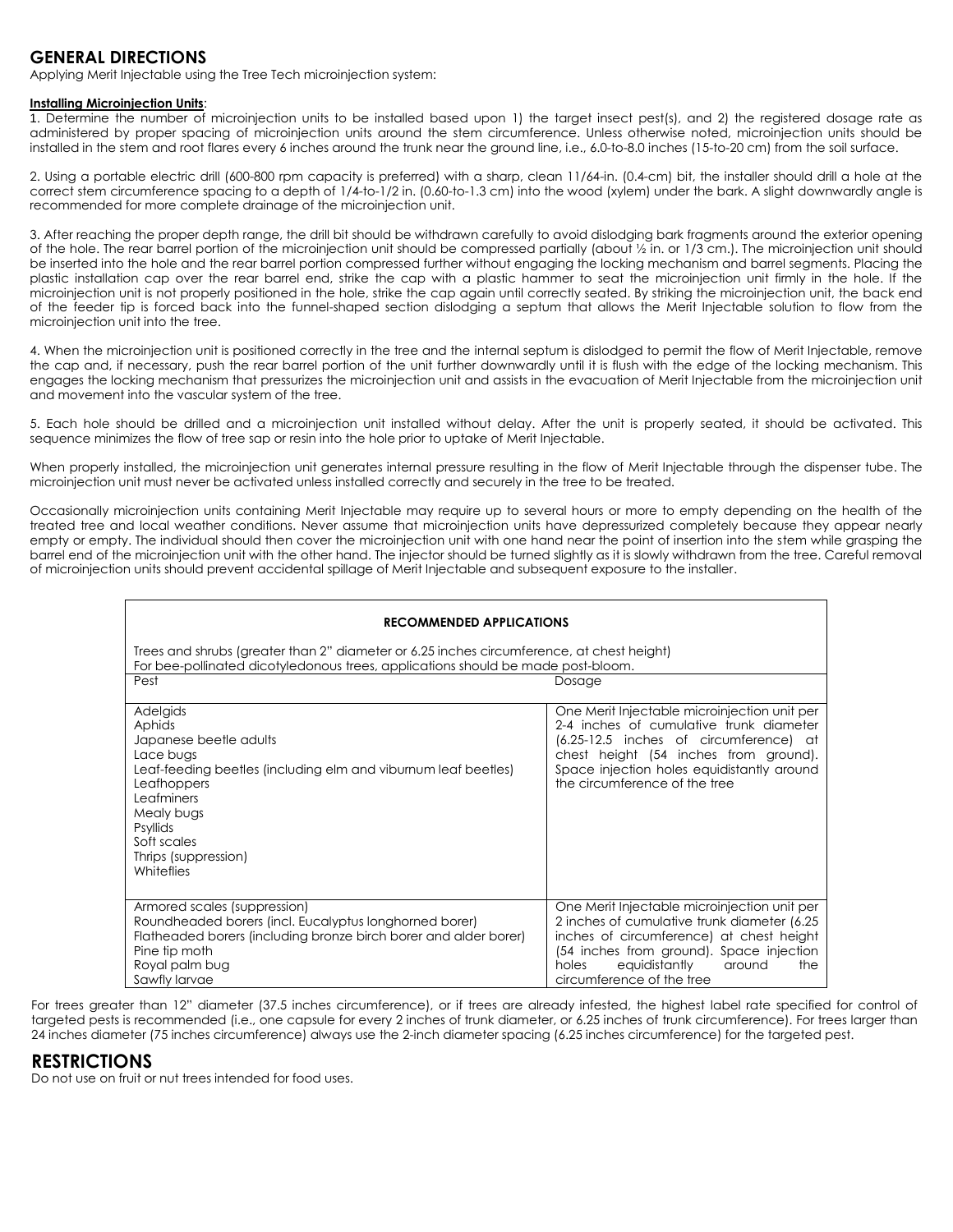## GENERAL DIRECTIONS

Applying Merit Injectable using the Tree Tech microinjection system:

**Installing Microinjection Units**:

1. Determine the number of microinjection units to be installed based upon 1) the target insect pest(s), and 2) the registered dosage rate as administered by proper spacing of microinjection units around the stem circumference. Unless otherwise noted, microinjection units should be installed in the stem and root flares every 6 inches around the trunk near the ground line, i.e., 6.0-to-8.0 inches (15-to-20 cm) from the soil surface.

2. Using a portable electric drill (600-800 rpm capacity is preferred) with a sharp, clean 11/64-in. (0.4-cm) bit, the installer should drill a hole at the correct stem circumference spacing to a depth of 1/4-to-1/2 in. (0.60-to-1.3 cm) into the wood (xylem) under the bark. A slight downwardly angle is recommended for more complete drainage of the microinjection unit.

3. After reaching the proper depth range, the drill bit should be withdrawn carefully to avoid dislodging bark fragments around the exterior opening of the hole. The rear barrel portion of the microinjection unit should be compressed partially (about ½ in. or 1/3 cm.). The microinjection unit should be inserted into the hole and the rear barrel portion compressed further without engaging the locking mechanism and barrel segments. Placing the plastic installation cap over the rear barrel end, strike the cap with a plastic hammer to seat the microinjection unit firmly in the hole. If the microinjection unit is not properly positioned in the hole, strike the cap again until correctly seated. By striking the microinjection unit, the back end of the feeder tip is forced back into the funnel-shaped section dislodging a septum that allows the Merit Injectable solution to flow from the microinjection unit into the tree.

4. When the microinjection unit is positioned correctly in the tree and the internal septum is dislodged to permit the flow of Merit Injectable, remove the cap and, if necessary, push the rear barrel portion of the unit further downwardly until it is flush with the edge of the locking mechanism. This engages the locking mechanism that pressurizes the microinjection unit and assists in the evacuation of Merit Injectable from the microinjection unit and movement into the vascular system of the tree.

5. Each hole should be drilled and a microinjection unit installed without delay. After the unit is properly seated, it should be activated. This sequence minimizes the flow of tree sap or resin into the hole prior to uptake of Merit Injectable.

When properly installed, the microinjection unit generates internal pressure resulting in the flow of Merit Injectable through the dispenser tube. The microinjection unit must never be activated unless installed correctly and securely in the tree to be treated.

Occasionally microinjection units containing Merit Injectable may require up to several hours or more to empty depending on the health of the treated tree and local weather conditions. Never assume that microinjection units have depressurized completely because they appear nearly empty or empty. The individual should then cover the microinjection unit with one hand near the point of insertion into the stem while grasping the barrel end of the microinjection unit with the other hand. The injector should be turned slightly as it is slowly withdrawn from the tree. Careful removal of microinjection units should prevent accidental spillage of Merit Injectable and subsequent exposure to the installer.

**RECOMMENDED APPLICATIONS**

Trees and shrubs (greater than 2" diameter or 6.25 inches circumference, at chest height)
For bee-pollinated dicotyledonous trees, applications should be made post-bloom.

| Pest | Dosage |
|---|---|
| Adelgids<br>Aphids<br>Japanese beetle adults<br>Lace bugs<br>Leaf-feeding beetles (including elm and viburnum leaf beetles)<br>Leafhoppers<br>Leafminers<br>Mealy bugs<br>Psyllids<br>Soft scales<br>Thrips (suppression)<br>Whiteflies | One Merit Injectable microinjection unit per 2-4 inches of cumulative trunk diameter (6.25-12.5 inches of circumference) at chest height (54 inches from ground). Space injection holes equidistantly around the circumference of the tree |
| Armored scales (suppression)<br>Roundheaded borers (incl. Eucalyptus longhorned borer)<br>Flatheaded borers (including bronze birch borer and alder borer)<br>Pine tip moth<br>Royal palm bug<br>Sawfly larvae | One Merit Injectable microinjection unit per 2 inches of cumulative trunk diameter (6.25 inches of circumference) at chest height (54 inches from ground). Space injection holes equidistantly around the circumference of the tree |

For trees greater than 12" diameter (37.5 inches circumference), or if trees are already infested, the highest label rate specified for control of targeted pests is recommended (i.e., one capsule for every 2 inches of trunk diameter, or 6.25 inches of trunk circumference). For trees larger than 24 inches diameter (75 inches circumference) always use the 2-inch diameter spacing (6.25 inches circumference) for the targeted pest.

## RESTRICTIONS

Do not use on fruit or nut trees intended for food uses.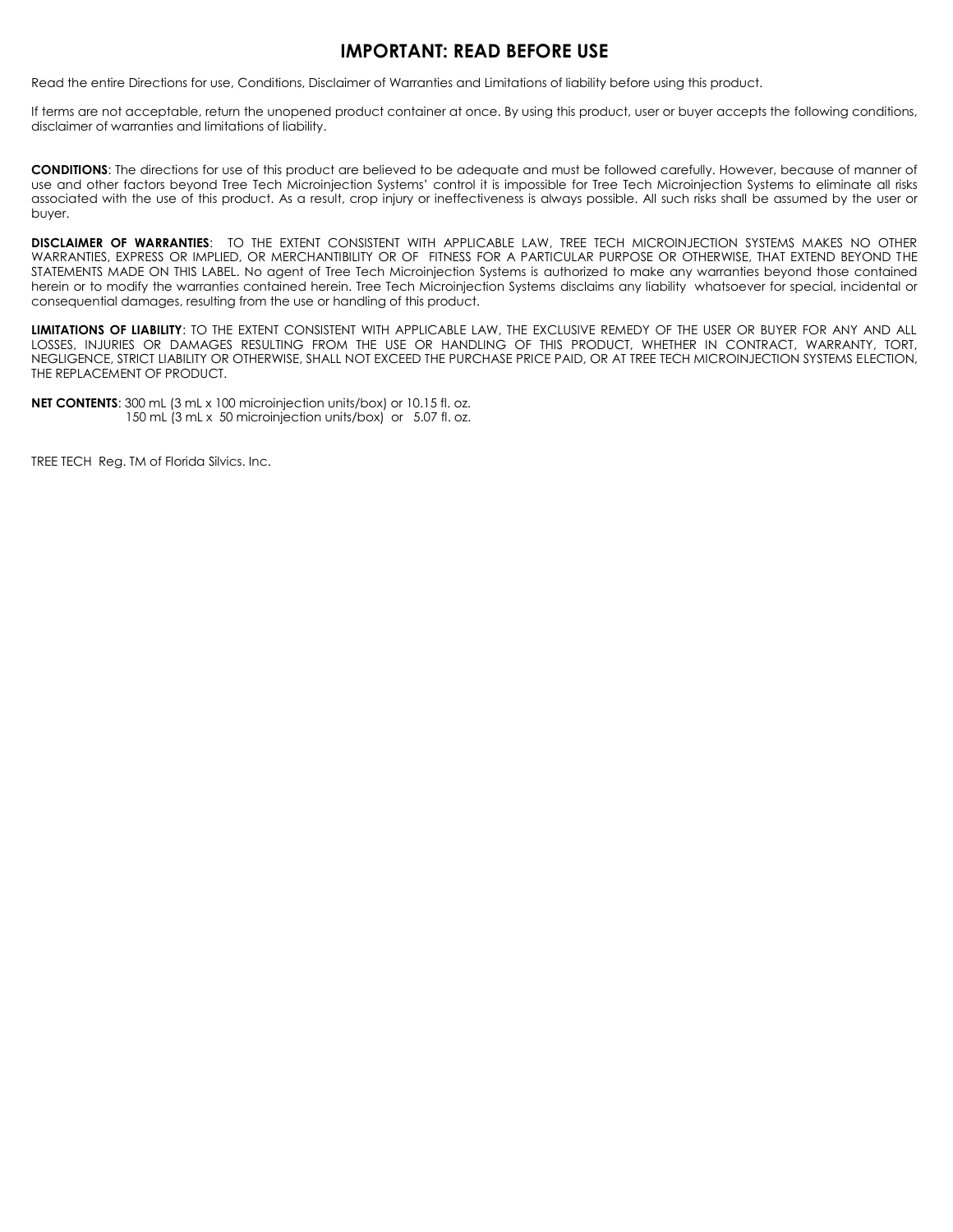## IMPORTANT: READ BEFORE USE

Read the entire Directions for use, Conditions, Disclaimer of Warranties and Limitations of liability before using this product.

If terms are not acceptable, return the unopened product container at once. By using this product, user or buyer accepts the following conditions, disclaimer of warranties and limitations of liability.

**CONDITIONS**: The directions for use of this product are believed to be adequate and must be followed carefully. However, because of manner of use and other factors beyond Tree Tech Microinjection Systems' control it is impossible for Tree Tech Microinjection Systems to eliminate all risks associated with the use of this product. As a result, crop injury or ineffectiveness is always possible. All such risks shall be assumed by the user or buyer.

**DISCLAIMER OF WARRANTIES**: TO THE EXTENT CONSISTENT WITH APPLICABLE LAW, TREE TECH MICROINJECTION SYSTEMS MAKES NO OTHER WARRANTIES, EXPRESS OR IMPLIED, OR MERCHANTIBILITY OR OF FITNESS FOR A PARTICULAR PURPOSE OR OTHERWISE, THAT EXTEND BEYOND THE STATEMENTS MADE ON THIS LABEL. No agent of Tree Tech Microinjection Systems is authorized to make any warranties beyond those contained herein or to modify the warranties contained herein. Tree Tech Microinjection Systems disclaims any liability whatsoever for special, incidental or consequential damages, resulting from the use or handling of this product.

**LIMITATIONS OF LIABILITY**: TO THE EXTENT CONSISTENT WITH APPLICABLE LAW, THE EXCLUSIVE REMEDY OF THE USER OR BUYER FOR ANY AND ALL LOSSES, INJURIES OR DAMAGES RESULTING FROM THE USE OR HANDLING OF THIS PRODUCT, WHETHER IN CONTRACT, WARRANTY, TORT, NEGLIGENCE, STRICT LIABILITY OR OTHERWISE, SHALL NOT EXCEED THE PURCHASE PRICE PAID, OR AT TREE TECH MICROINJECTION SYSTEMS ELECTION, THE REPLACEMENT OF PRODUCT.

**NET CONTENTS**: 300 mL (3 mL x 100 microinjection units/box) or 10.15 fl. oz.
150 mL (3 mL x 50 microinjection units/box) or 5.07 fl. oz.

TREE TECH Reg. TM of Florida Silvics. Inc.